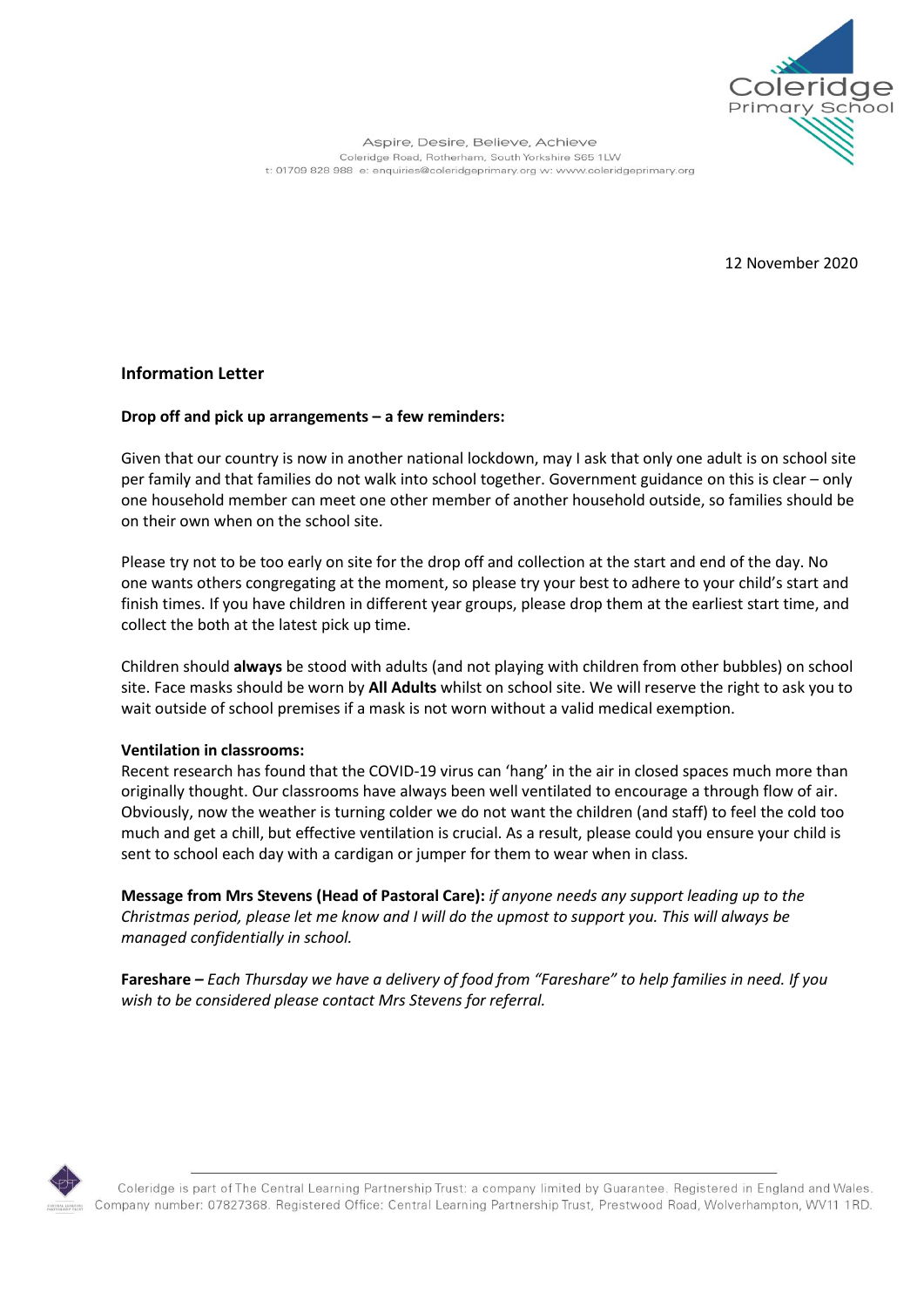Aspire, Desire, Believe, Achieve
Coleridge Road, Rotherham, South Yorkshire S65 1LW
t: 01709 828 988 e: enquiries@coleridgeprimary.org w: www.coleridgeprimary.org

12 November 2020

## Information Letter

**Drop off and pick up arrangements – a few reminders:**

Given that our country is now in another national lockdown, may I ask that only one adult is on school site per family and that families do not walk into school together. Government guidance on this is clear – only one household member can meet one other member of another household outside, so families should be on their own when on the school site.

Please try not to be too early on site for the drop off and collection at the start and end of the day. No one wants others congregating at the moment, so please try your best to adhere to your child's start and finish times. If you have children in different year groups, please drop them at the earliest start time, and collect the both at the latest pick up time.

Children should **always** be stood with adults (and not playing with children from other bubbles) on school site. Face masks should be worn by **All Adults** whilst on school site. We will reserve the right to ask you to wait outside of school premises if a mask is not worn without a valid medical exemption.

**Ventilation in classrooms:**
Recent research has found that the COVID-19 virus can 'hang' in the air in closed spaces much more than originally thought. Our classrooms have always been well ventilated to encourage a through flow of air. Obviously, now the weather is turning colder we do not want the children (and staff) to feel the cold too much and get a chill, but effective ventilation is crucial. As a result, please could you ensure your child is sent to school each day with a cardigan or jumper for them to wear when in class.

**Message from Mrs Stevens (Head of Pastoral Care):** *if anyone needs any support leading up to the Christmas period, please let me know and I will do the upmost to support you. This will always be managed confidentially in school.*

**Fareshare –** *Each Thursday we have a delivery of food from "Fareshare" to help families in need. If you wish to be considered please contact Mrs Stevens for referral.*

Coleridge is part of The Central Learning Partnership Trust: a company limited by Guarantee. Registered in England and Wales. Company number: 07827368. Registered Office: Central Learning Partnership Trust, Prestwood Road, Wolverhampton, WV11 1RD.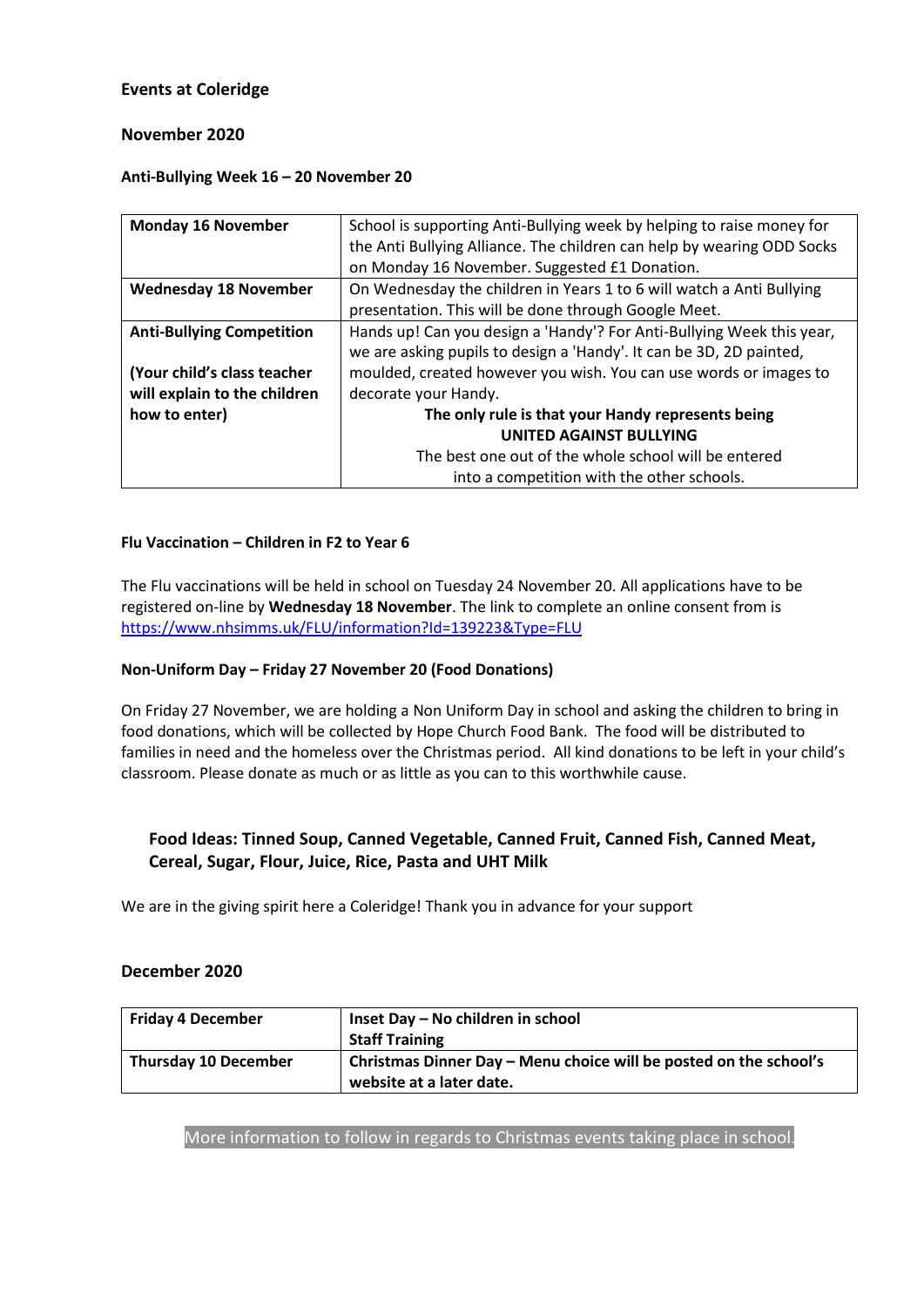### Events at Coleridge

### November 2020

**Anti-Bullying Week 16 – 20 November 20**

| | |
|---|---|
| **Monday 16 November** | School is supporting Anti-Bullying week by helping to raise money for the Anti Bullying Alliance. The children can help by wearing ODD Socks on Monday 16 November. Suggested £1 Donation. |
| **Wednesday 18 November** | On Wednesday the children in Years 1 to 6 will watch a Anti Bullying presentation. This will be done through Google Meet. |
| **Anti-Bullying Competition**<br><br>**(Your child's class teacher will explain to the children how to enter)** | Hands up! Can you design a 'Handy'? For Anti-Bullying Week this year, we are asking pupils to design a 'Handy'. It can be 3D, 2D painted, moulded, created however you wish. You can use words or images to decorate your Handy.<br>**The only rule is that your Handy represents being UNITED AGAINST BULLYING**<br>The best one out of the whole school will be entered into a competition with the other schools. |

**Flu Vaccination – Children in F2 to Year 6**

The Flu vaccinations will be held in school on Tuesday 24 November 20. All applications have to be registered on-line by **Wednesday 18 November**. The link to complete an online consent from is [https://www.nhsimms.uk/FLU/information?Id=139223&Type=FLU](https://www.nhsimms.uk/FLU/information?Id=139223&Type=FLU)

**Non-Uniform Day – Friday 27 November 20 (Food Donations)**

On Friday 27 November, we are holding a Non Uniform Day in school and asking the children to bring in food donations, which will be collected by Hope Church Food Bank. The food will be distributed to families in need and the homeless over the Christmas period. All kind donations to be left in your child's classroom. Please donate as much or as little as you can to this worthwhile cause.

**Food Ideas: Tinned Soup, Canned Vegetable, Canned Fruit, Canned Fish, Canned Meat, Cereal, Sugar, Flour, Juice, Rice, Pasta and UHT Milk**

We are in the giving spirit here a Coleridge! Thank you in advance for your support

### December 2020

| | |
|---|---|
| **Friday 4 December** | **Inset Day – No children in school**<br>**Staff Training** |
| **Thursday 10 December** | **Christmas Dinner Day – Menu choice will be posted on the school's website at a later date.** |

More information to follow in regards to Christmas events taking place in school.